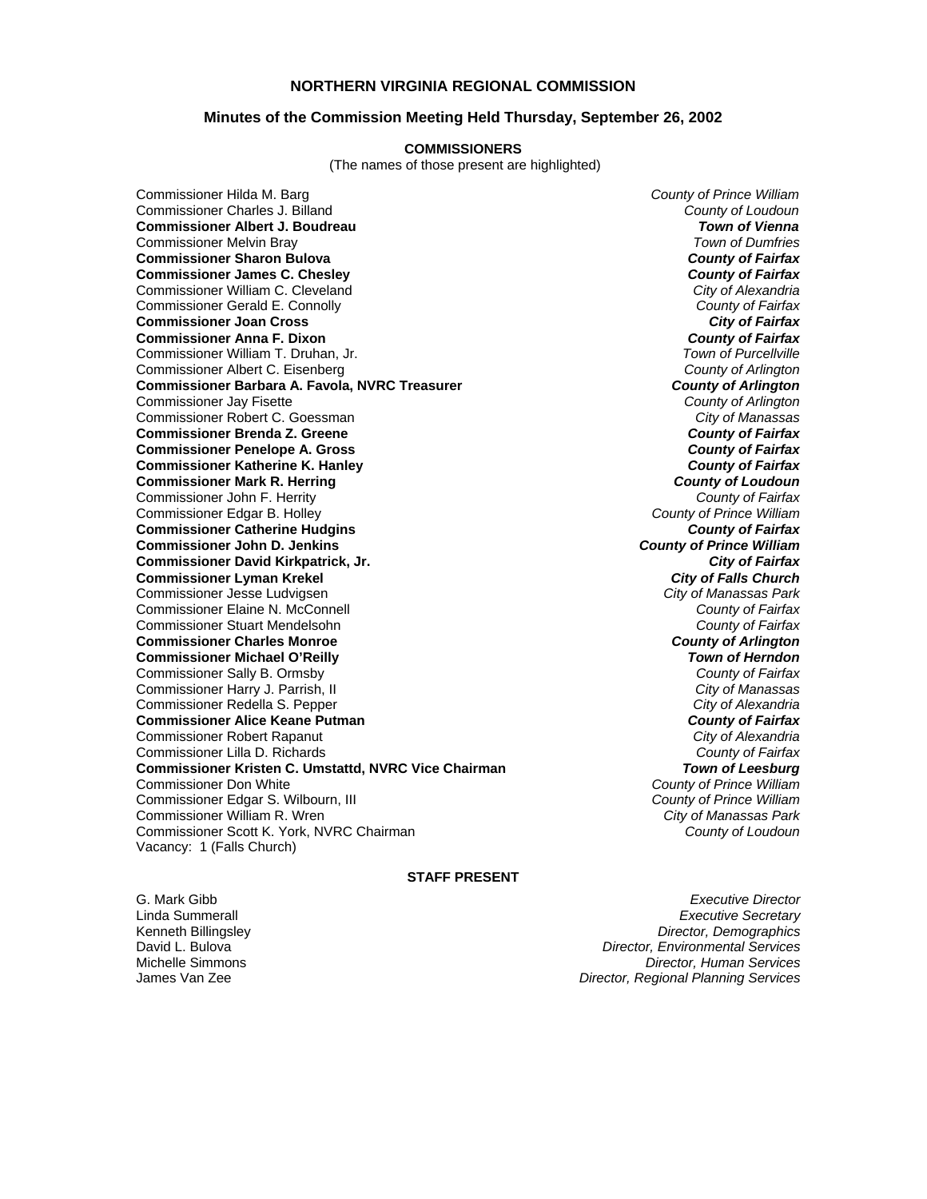## NORTHERN VIRGINIA REGIONAL COMMISSION

### Minutes of the Commission Meeting Held Thursday, September 26, 2002

**COMMISSIONERS**

(The names of those present are highlighted)

| Commissioner | Jurisdiction |
|---|---|
| Commissioner Hilda M. Barg | *County of Prince William* |
| Commissioner Charles J. Billand | *County of Loudoun* |
| **Commissioner Albert J. Boudreau** | ***Town of Vienna*** |
| Commissioner Melvin Bray | *Town of Dumfries* |
| **Commissioner Sharon Bulova** | ***County of Fairfax*** |
| **Commissioner James C. Chesley** | ***County of Fairfax*** |
| Commissioner William C. Cleveland | *City of Alexandria* |
| Commissioner Gerald E. Connolly | *County of Fairfax* |
| **Commissioner Joan Cross** | ***City of Fairfax*** |
| **Commissioner Anna F. Dixon** | ***County of Fairfax*** |
| Commissioner William T. Druhan, Jr. | *Town of Purcellville* |
| Commissioner Albert C. Eisenberg | *County of Arlington* |
| **Commissioner Barbara A. Favola, NVRC Treasurer** | ***County of Arlington*** |
| Commissioner Jay Fisette | *County of Arlington* |
| Commissioner Robert C. Goessman | *City of Manassas* |
| **Commissioner Brenda Z. Greene** | ***County of Fairfax*** |
| **Commissioner Penelope A. Gross** | ***County of Fairfax*** |
| **Commissioner Katherine K. Hanley** | ***County of Fairfax*** |
| **Commissioner Mark R. Herring** | ***County of Loudoun*** |
| Commissioner John F. Herrity | *County of Fairfax* |
| Commissioner Edgar B. Holley | *County of Prince William* |
| **Commissioner Catherine Hudgins** | ***County of Fairfax*** |
| **Commissioner John D. Jenkins** | ***County of Prince William*** |
| **Commissioner David Kirkpatrick, Jr.** | ***City of Fairfax*** |
| **Commissioner Lyman Krekel** | ***City of Falls Church*** |
| Commissioner Jesse Ludvigsen | *City of Manassas Park* |
| Commissioner Elaine N. McConnell | *County of Fairfax* |
| Commissioner Stuart Mendelsohn | *County of Fairfax* |
| **Commissioner Charles Monroe** | ***County of Arlington*** |
| **Commissioner Michael O'Reilly** | ***Town of Herndon*** |
| Commissioner Sally B. Ormsby | *County of Fairfax* |
| Commissioner Harry J. Parrish, II | *City of Manassas* |
| Commissioner Redella S. Pepper | *City of Alexandria* |
| **Commissioner Alice Keane Putman** | ***County of Fairfax*** |
| Commissioner Robert Rapanut | *City of Alexandria* |
| Commissioner Lilla D. Richards | *County of Fairfax* |
| **Commissioner Kristen C. Umstattd, NVRC Vice Chairman** | ***Town of Leesburg*** |
| Commissioner Don White | *County of Prince William* |
| Commissioner Edgar S. Wilbourn, III | *County of Prince William* |
| Commissioner William R. Wren | *City of Manassas Park* |
| Commissioner Scott K. York, NVRC Chairman | *County of Loudoun* |
| Vacancy: 1 (Falls Church) | |

**STAFF PRESENT**

| Name | Title |
|---|---|
| G. Mark Gibb | *Executive Director* |
| Linda Summerall | *Executive Secretary* |
| Kenneth Billingsley | *Director, Demographics* |
| David L. Bulova | *Director, Environmental Services* |
| Michelle Simmons | *Director, Human Services* |
| James Van Zee | *Director, Regional Planning Services* |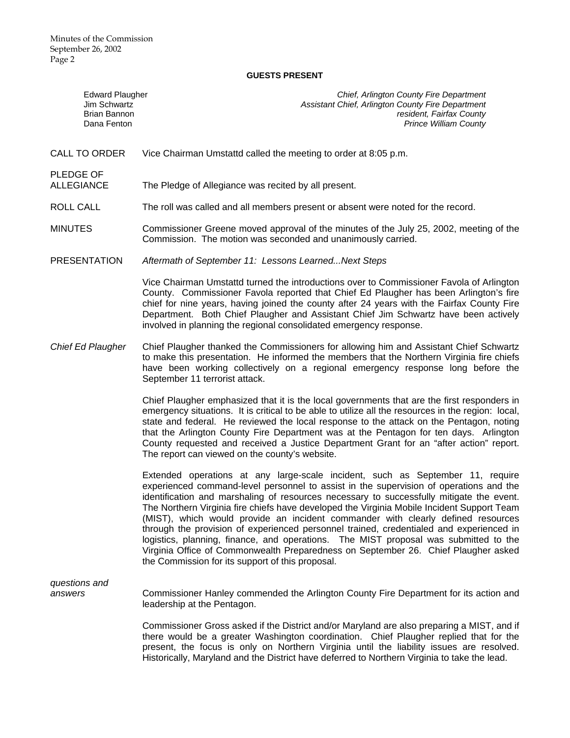**GUESTS PRESENT**

| | |
|---|---|
| Edward Plaugher | *Chief, Arlington County Fire Department* |
| Jim Schwartz | *Assistant Chief, Arlington County Fire Department* |
| Brian Bannon | *resident, Fairfax County* |
| Dana Fenton | *Prince William County* |

CALL TO ORDER

Vice Chairman Umstattd called the meeting to order at 8:05 p.m.

PLEDGE OF ALLEGIANCE

The Pledge of Allegiance was recited by all present.

ROLL CALL

The roll was called and all members present or absent were noted for the record.

MINUTES

Commissioner Greene moved approval of the minutes of the July 25, 2002, meeting of the Commission. The motion was seconded and unanimously carried.

PRESENTATION

*Aftermath of September 11: Lessons Learned...Next Steps*

Vice Chairman Umstattd turned the introductions over to Commissioner Favola of Arlington County. Commissioner Favola reported that Chief Ed Plaugher has been Arlington's fire chief for nine years, having joined the county after 24 years with the Fairfax County Fire Department. Both Chief Plaugher and Assistant Chief Jim Schwartz have been actively involved in planning the regional consolidated emergency response.

*Chief Ed Plaugher*

Chief Plaugher thanked the Commissioners for allowing him and Assistant Chief Schwartz to make this presentation. He informed the members that the Northern Virginia fire chiefs have been working collectively on a regional emergency response long before the September 11 terrorist attack.

Chief Plaugher emphasized that it is the local governments that are the first responders in emergency situations. It is critical to be able to utilize all the resources in the region: local, state and federal. He reviewed the local response to the attack on the Pentagon, noting that the Arlington County Fire Department was at the Pentagon for ten days. Arlington County requested and received a Justice Department Grant for an "after action" report. The report can viewed on the county's website.

Extended operations at any large-scale incident, such as September 11, require experienced command-level personnel to assist in the supervision of operations and the identification and marshaling of resources necessary to successfully mitigate the event. The Northern Virginia fire chiefs have developed the Virginia Mobile Incident Support Team (MIST), which would provide an incident commander with clearly defined resources through the provision of experienced personnel trained, credentialed and experienced in logistics, planning, finance, and operations. The MIST proposal was submitted to the Virginia Office of Commonwealth Preparedness on September 26. Chief Plaugher asked the Commission for its support of this proposal.

*questions and answers*

Commissioner Hanley commended the Arlington County Fire Department for its action and leadership at the Pentagon.

Commissioner Gross asked if the District and/or Maryland are also preparing a MIST, and if there would be a greater Washington coordination. Chief Plaugher replied that for the present, the focus is only on Northern Virginia until the liability issues are resolved. Historically, Maryland and the District have deferred to Northern Virginia to take the lead.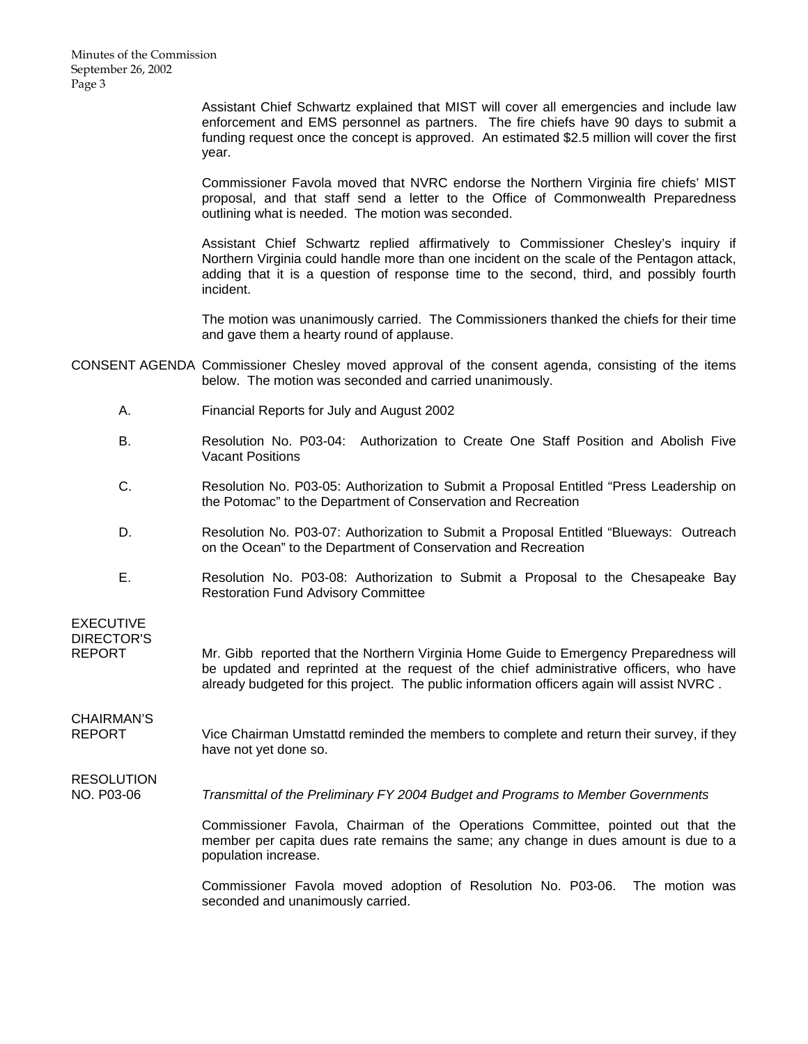Assistant Chief Schwartz explained that MIST will cover all emergencies and include law enforcement and EMS personnel as partners. The fire chiefs have 90 days to submit a funding request once the concept is approved. An estimated $2.5 million will cover the first year.

Commissioner Favola moved that NVRC endorse the Northern Virginia fire chiefs' MIST proposal, and that staff send a letter to the Office of Commonwealth Preparedness outlining what is needed. The motion was seconded.

Assistant Chief Schwartz replied affirmatively to Commissioner Chesley's inquiry if Northern Virginia could handle more than one incident on the scale of the Pentagon attack, adding that it is a question of response time to the second, third, and possibly fourth incident.

The motion was unanimously carried. The Commissioners thanked the chiefs for their time and gave them a hearty round of applause.

**CONSENT AGENDA**

Commissioner Chesley moved approval of the consent agenda, consisting of the items below. The motion was seconded and carried unanimously.

A. Financial Reports for July and August 2002

B. Resolution No. P03-04: Authorization to Create One Staff Position and Abolish Five Vacant Positions

C. Resolution No. P03-05: Authorization to Submit a Proposal Entitled "Press Leadership on the Potomac" to the Department of Conservation and Recreation

D. Resolution No. P03-07: Authorization to Submit a Proposal Entitled "Blueways: Outreach on the Ocean" to the Department of Conservation and Recreation

E. Resolution No. P03-08: Authorization to Submit a Proposal to the Chesapeake Bay Restoration Fund Advisory Committee

**EXECUTIVE DIRECTOR'S REPORT**

Mr. Gibb reported that the Northern Virginia Home Guide to Emergency Preparedness will be updated and reprinted at the request of the chief administrative officers, who have already budgeted for this project. The public information officers again will assist NVRC .

**CHAIRMAN'S REPORT**

Vice Chairman Umstattd reminded the members to complete and return their survey, if they have not yet done so.

**RESOLUTION NO. P03-06**

*Transmittal of the Preliminary FY 2004 Budget and Programs to Member Governments*

Commissioner Favola, Chairman of the Operations Committee, pointed out that the member per capita dues rate remains the same; any change in dues amount is due to a population increase.

Commissioner Favola moved adoption of Resolution No. P03-06. The motion was seconded and unanimously carried.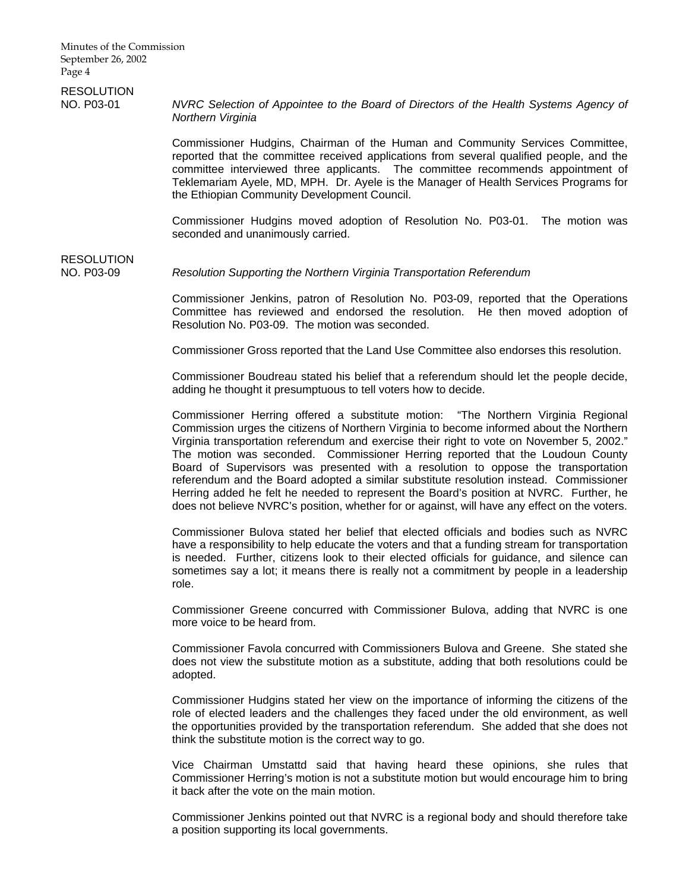**RESOLUTION NO. P03-01** — *NVRC Selection of Appointee to the Board of Directors of the Health Systems Agency of Northern Virginia*

Commissioner Hudgins, Chairman of the Human and Community Services Committee, reported that the committee received applications from several qualified people, and the committee interviewed three applicants. The committee recommends appointment of Teklemariam Ayele, MD, MPH. Dr. Ayele is the Manager of Health Services Programs for the Ethiopian Community Development Council.

Commissioner Hudgins moved adoption of Resolution No. P03-01. The motion was seconded and unanimously carried.

**RESOLUTION NO. P03-09** — *Resolution Supporting the Northern Virginia Transportation Referendum*

Commissioner Jenkins, patron of Resolution No. P03-09, reported that the Operations Committee has reviewed and endorsed the resolution. He then moved adoption of Resolution No. P03-09. The motion was seconded.

Commissioner Gross reported that the Land Use Committee also endorses this resolution.

Commissioner Boudreau stated his belief that a referendum should let the people decide, adding he thought it presumptuous to tell voters how to decide.

Commissioner Herring offered a substitute motion: "The Northern Virginia Regional Commission urges the citizens of Northern Virginia to become informed about the Northern Virginia transportation referendum and exercise their right to vote on November 5, 2002." The motion was seconded. Commissioner Herring reported that the Loudoun County Board of Supervisors was presented with a resolution to oppose the transportation referendum and the Board adopted a similar substitute resolution instead. Commissioner Herring added he felt he needed to represent the Board's position at NVRC. Further, he does not believe NVRC's position, whether for or against, will have any effect on the voters.

Commissioner Bulova stated her belief that elected officials and bodies such as NVRC have a responsibility to help educate the voters and that a funding stream for transportation is needed. Further, citizens look to their elected officials for guidance, and silence can sometimes say a lot; it means there is really not a commitment by people in a leadership role.

Commissioner Greene concurred with Commissioner Bulova, adding that NVRC is one more voice to be heard from.

Commissioner Favola concurred with Commissioners Bulova and Greene. She stated she does not view the substitute motion as a substitute, adding that both resolutions could be adopted.

Commissioner Hudgins stated her view on the importance of informing the citizens of the role of elected leaders and the challenges they faced under the old environment, as well the opportunities provided by the transportation referendum. She added that she does not think the substitute motion is the correct way to go.

Vice Chairman Umstattd said that having heard these opinions, she rules that Commissioner Herring's motion is not a substitute motion but would encourage him to bring it back after the vote on the main motion.

Commissioner Jenkins pointed out that NVRC is a regional body and should therefore take a position supporting its local governments.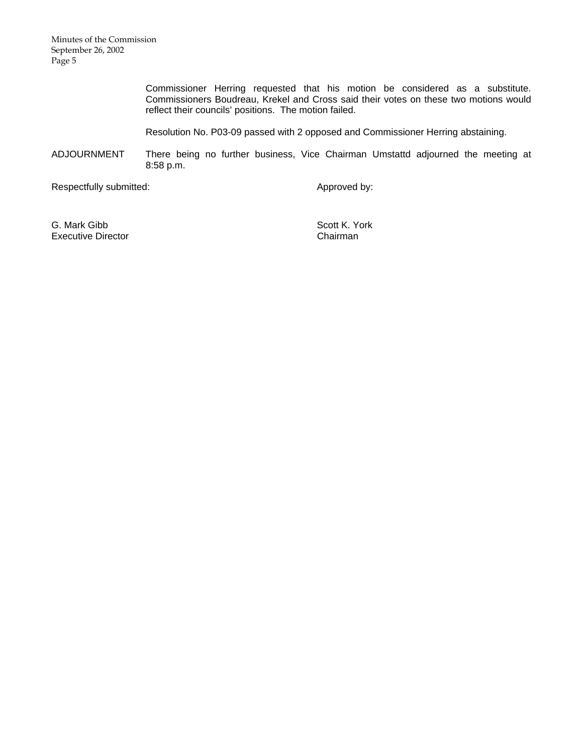Commissioner Herring requested that his motion be considered as a substitute. Commissioners Boudreau, Krekel and Cross said their votes on these two motions would reflect their councils' positions. The motion failed.

Resolution No. P03-09 passed with 2 opposed and Commissioner Herring abstaining.

ADJOURNMENT — There being no further business, Vice Chairman Umstattd adjourned the meeting at 8:58 p.m.

Respectfully submitted:

G. Mark Gibb
Executive Director

Approved by:

Scott K. York
Chairman